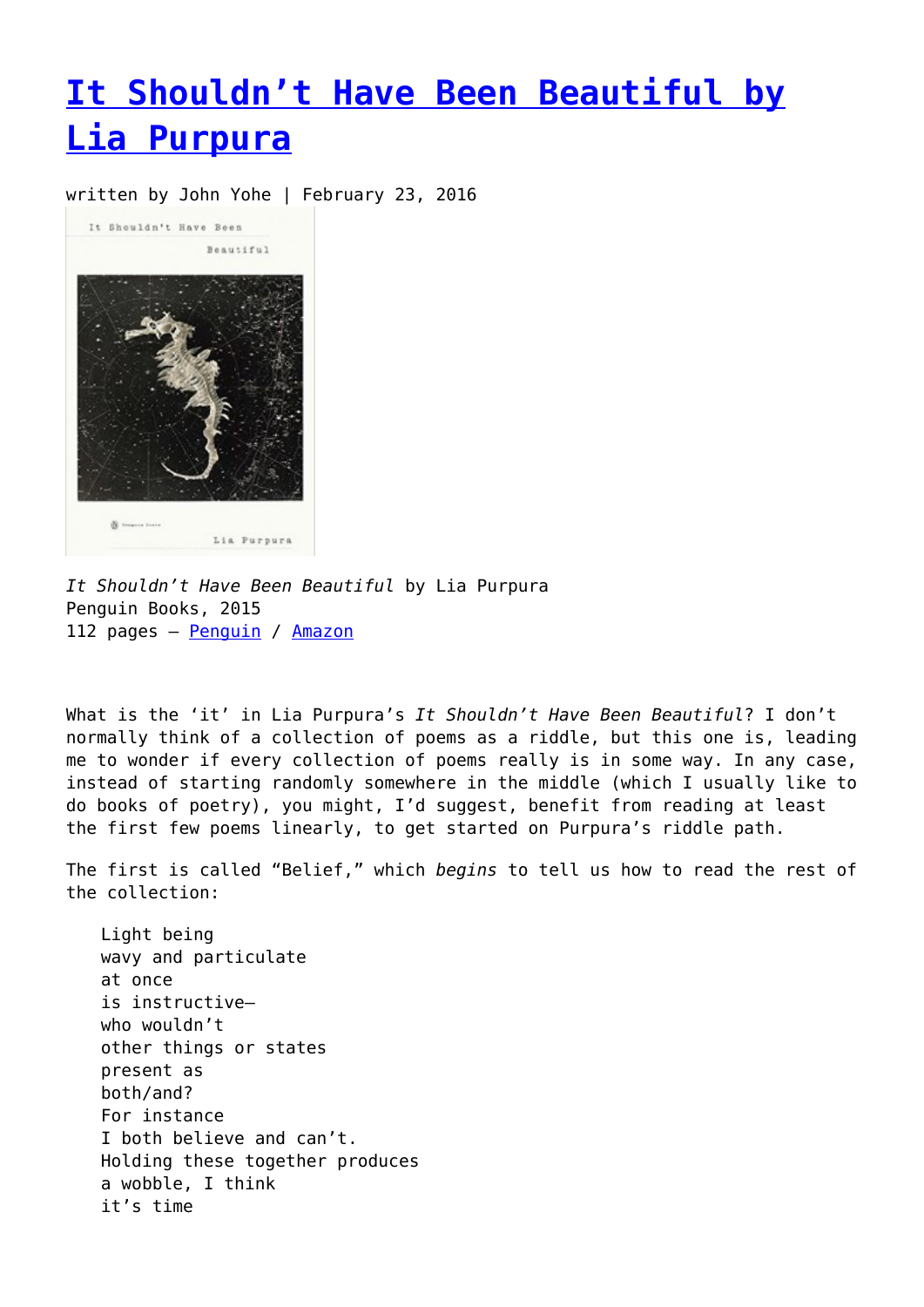# It Shouldn't Have Been Beautiful by Lia Purpura

written by John Yohe | February 23, 2016

*It Shouldn't Have Been Beautiful* by Lia Purpura
Penguin Books, 2015
112 pages – Penguin / Amazon

What is the 'it' in Lia Purpura's *It Shouldn't Have Been Beautiful*? I don't normally think of a collection of poems as a riddle, but this one is, leading me to wonder if every collection of poems really is in some way. In any case, instead of starting randomly somewhere in the middle (which I usually like to do books of poetry), you might, I'd suggest, benefit from reading at least the first few poems linearly, to get started on Purpura's riddle path.

The first is called "Belief," which *begins* to tell us how to read the rest of the collection:

> Light being
> wavy and particulate
> at once
> is instructive—
> who wouldn't
> other things or states
> present as
> both/and?
> For instance
> I both believe and can't.
> Holding these together produces
> a wobble, I think
> it's time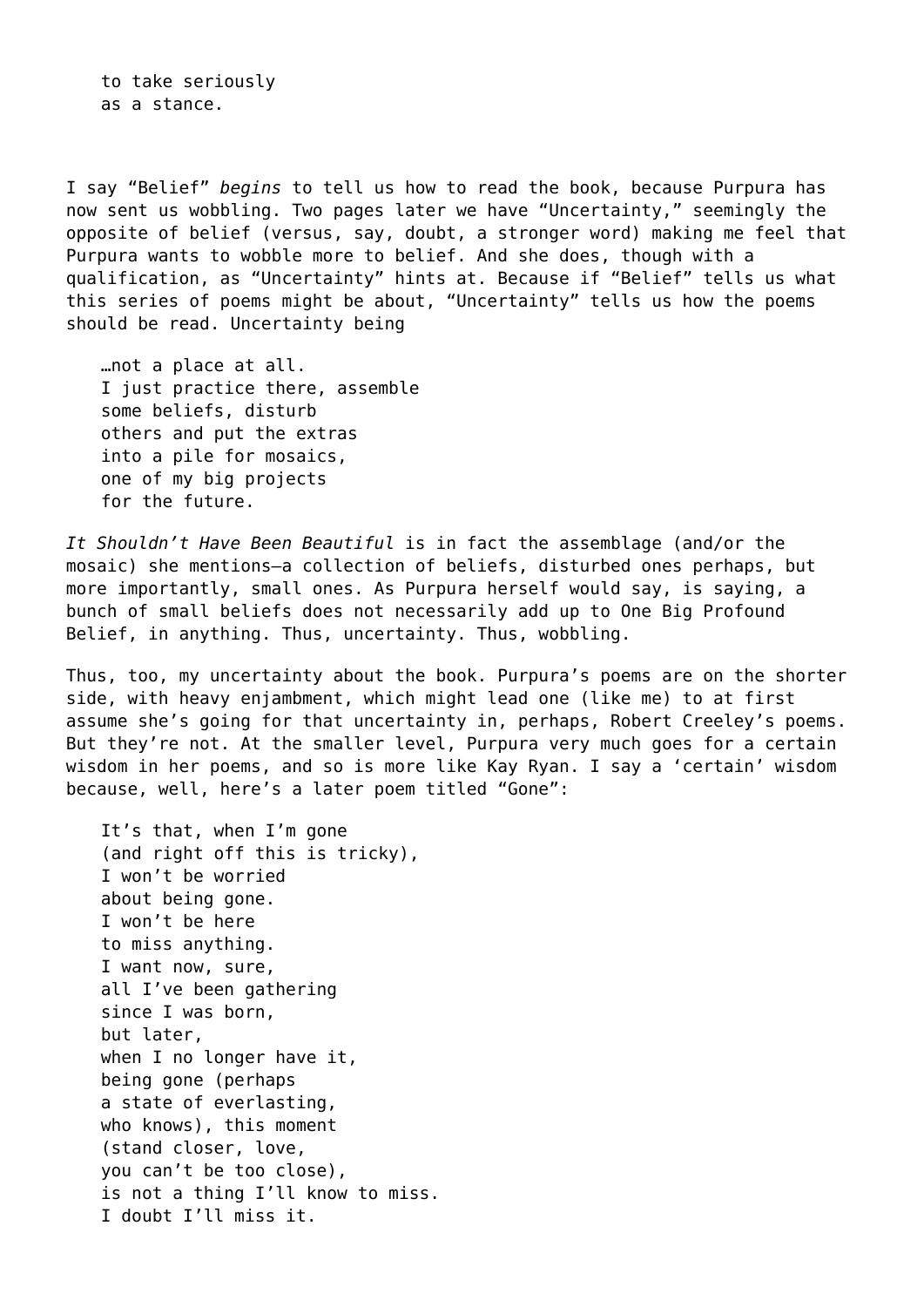to take seriously  
as a stance.

I say "Belief" *begins* to tell us how to read the book, because Purpura has now sent us wobbling. Two pages later we have "Uncertainty," seemingly the opposite of belief (versus, say, doubt, a stronger word) making me feel that Purpura wants to wobble more to belief. And she does, though with a qualification, as "Uncertainty" hints at. Because if "Belief" tells us what this series of poems might be about, "Uncertainty" tells us how the poems should be read. Uncertainty being

> …not a place at all.  
> I just practice there, assemble  
> some beliefs, disturb  
> others and put the extras  
> into a pile for mosaics,  
> one of my big projects  
> for the future.

*It Shouldn't Have Been Beautiful* is in fact the assemblage (and/or the mosaic) she mentions—a collection of beliefs, disturbed ones perhaps, but more importantly, small ones. As Purpura herself would say, is saying, a bunch of small beliefs does not necessarily add up to One Big Profound Belief, in anything. Thus, uncertainty. Thus, wobbling.

Thus, too, my uncertainty about the book. Purpura's poems are on the shorter side, with heavy enjambment, which might lead one (like me) to at first assume she's going for that uncertainty in, perhaps, Robert Creeley's poems. But they're not. At the smaller level, Purpura very much goes for a certain wisdom in her poems, and so is more like Kay Ryan. I say a 'certain' wisdom because, well, here's a later poem titled "Gone":

> It's that, when I'm gone  
> (and right off this is tricky),  
> I won't be worried  
> about being gone.  
> I won't be here  
> to miss anything.  
> I want now, sure,  
> all I've been gathering  
> since I was born,  
> but later,  
> when I no longer have it,  
> being gone (perhaps  
> a state of everlasting,  
> who knows), this moment  
> (stand closer, love,  
> you can't be too close),  
> is not a thing I'll know to miss.  
> I doubt I'll miss it.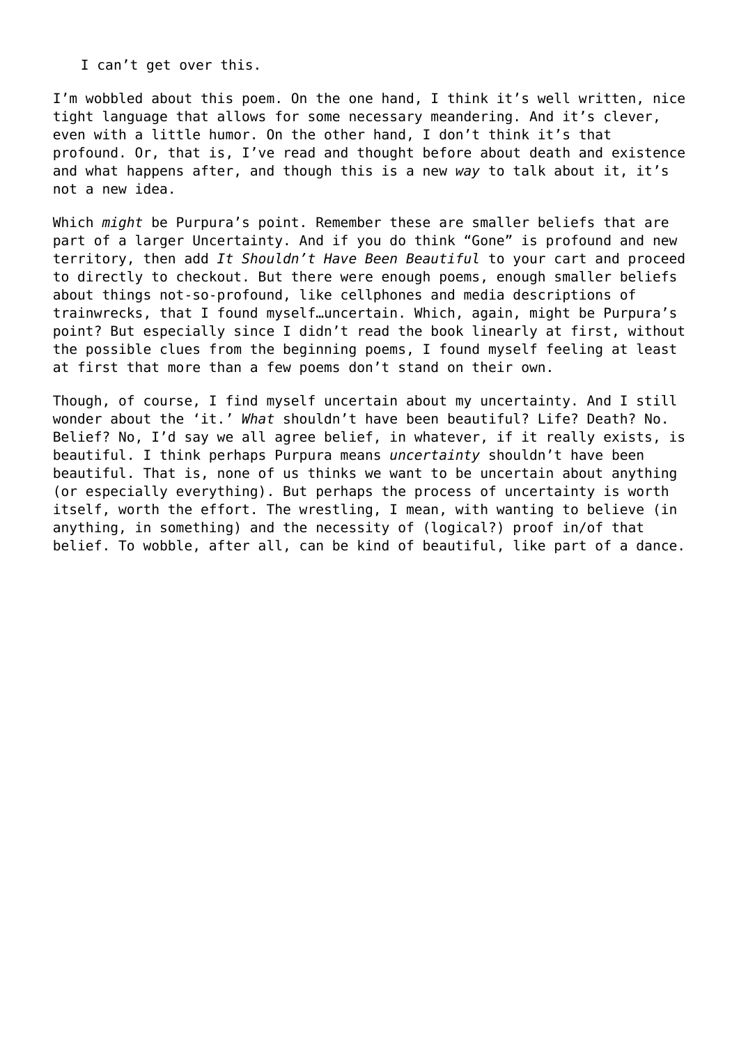I can't get over this.

I'm wobbled about this poem. On the one hand, I think it's well written, nice tight language that allows for some necessary meandering. And it's clever, even with a little humor. On the other hand, I don't think it's that profound. Or, that is, I've read and thought before about death and existence and what happens after, and though this is a new *way* to talk about it, it's not a new idea.

Which *might* be Purpura's point. Remember these are smaller beliefs that are part of a larger Uncertainty. And if you do think "Gone" is profound and new territory, then add *It Shouldn't Have Been Beautiful* to your cart and proceed to directly to checkout. But there were enough poems, enough smaller beliefs about things not-so-profound, like cellphones and media descriptions of trainwrecks, that I found myself…uncertain. Which, again, might be Purpura's point? But especially since I didn't read the book linearly at first, without the possible clues from the beginning poems, I found myself feeling at least at first that more than a few poems don't stand on their own.

Though, of course, I find myself uncertain about my uncertainty. And I still wonder about the 'it.' *What* shouldn't have been beautiful? Life? Death? No. Belief? No, I'd say we all agree belief, in whatever, if it really exists, is beautiful. I think perhaps Purpura means *uncertainty* shouldn't have been beautiful. That is, none of us thinks we want to be uncertain about anything (or especially everything). But perhaps the process of uncertainty is worth itself, worth the effort. The wrestling, I mean, with wanting to believe (in anything, in something) and the necessity of (logical?) proof in/of that belief. To wobble, after all, can be kind of beautiful, like part of a dance.